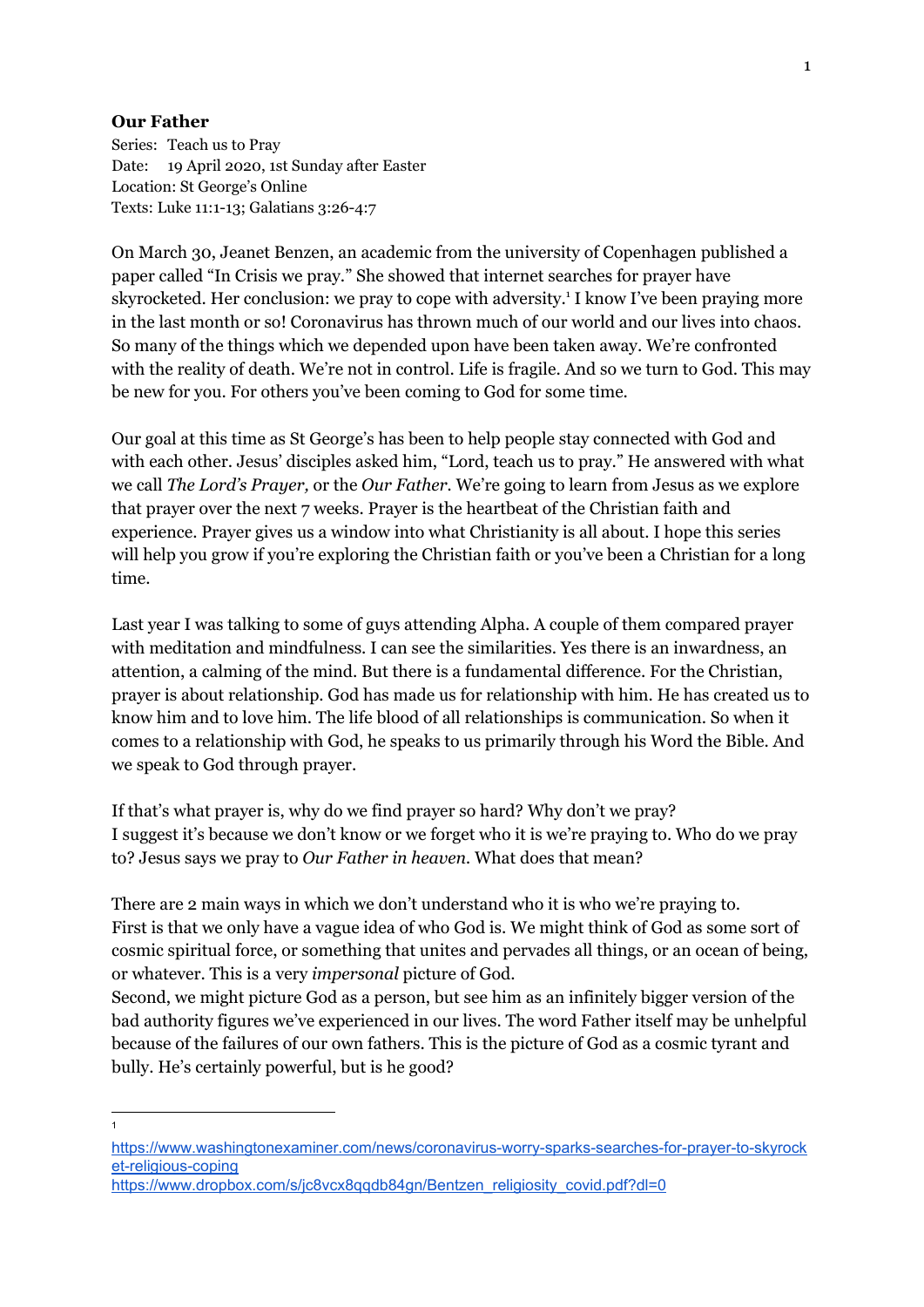**Our Father**

Series: Teach us to Pray
Date: 19 April 2020, 1st Sunday after Easter
Location: St George's Online
Texts: Luke 11:1-13; Galatians 3:26-4:7

On March 30, Jeanet Benzen, an academic from the university of Copenhagen published a paper called "In Crisis we pray." She showed that internet searches for prayer have skyrocketed. Her conclusion: we pray to cope with adversity.[1] I know I've been praying more in the last month or so! Coronavirus has thrown much of our world and our lives into chaos. So many of the things which we depended upon have been taken away. We're confronted with the reality of death. We're not in control. Life is fragile. And so we turn to God. This may be new for you. For others you've been coming to God for some time.

Our goal at this time as St George's has been to help people stay connected with God and with each other. Jesus' disciples asked him, "Lord, teach us to pray." He answered with what we call *The Lord's Prayer,* or the *Our Father*. We're going to learn from Jesus as we explore that prayer over the next 7 weeks. Prayer is the heartbeat of the Christian faith and experience. Prayer gives us a window into what Christianity is all about. I hope this series will help you grow if you're exploring the Christian faith or you've been a Christian for a long time.

Last year I was talking to some of guys attending Alpha. A couple of them compared prayer with meditation and mindfulness. I can see the similarities. Yes there is an inwardness, an attention, a calming of the mind. But there is a fundamental difference. For the Christian, prayer is about relationship. God has made us for relationship with him. He has created us to know him and to love him. The life blood of all relationships is communication. So when it comes to a relationship with God, he speaks to us primarily through his Word the Bible. And we speak to God through prayer.

If that's what prayer is, why do we find prayer so hard? Why don't we pray?
I suggest it's because we don't know or we forget who it is we're praying to. Who do we pray to? Jesus says we pray to *Our Father in heaven*. What does that mean?

There are 2 main ways in which we don't understand who it is who we're praying to.
First is that we only have a vague idea of who God is. We might think of God as some sort of cosmic spiritual force, or something that unites and pervades all things, or an ocean of being, or whatever. This is a very *impersonal* picture of God.
Second, we might picture God as a person, but see him as an infinitely bigger version of the bad authority figures we've experienced in our lives. The word Father itself may be unhelpful because of the failures of our own fathers. This is the picture of God as a cosmic tyrant and bully. He's certainly powerful, but is he good?

---

[1] https://www.washingtonexaminer.com/news/coronavirus-worry-sparks-searches-for-prayer-to-skyrocket-religious-coping
https://www.dropbox.com/s/jc8vcx8qqdb84gn/Bentzen_religiosity_covid.pdf?dl=0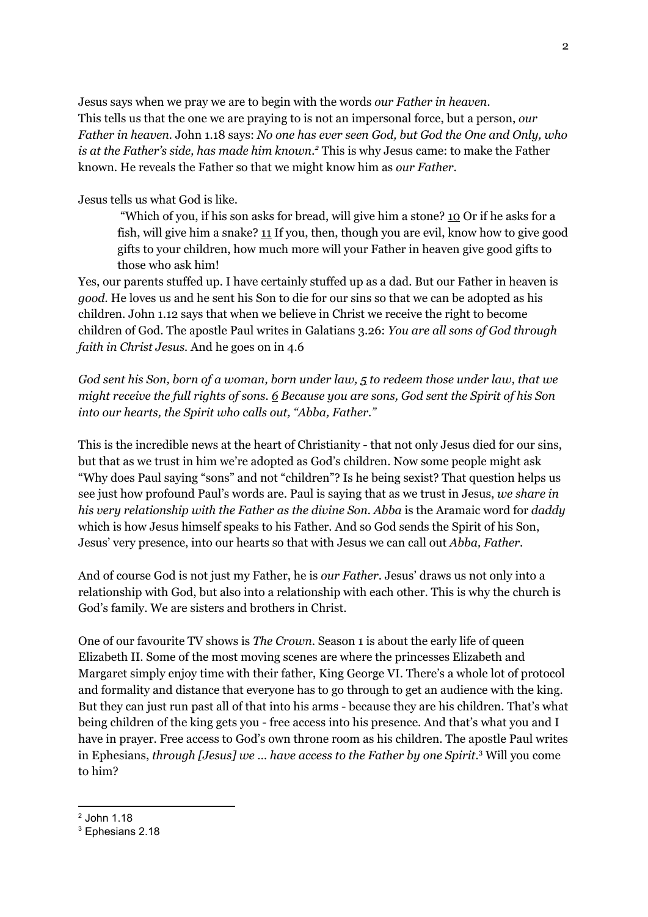Jesus says when we pray we are to begin with the words *our Father in heaven*. This tells us that the one we are praying to is not an impersonal force, but a person, *our Father in heaven*. John 1.18 says: *No one has ever seen God, but God the One and Only, who is at the Father's side, has made him known*.[2] This is why Jesus came: to make the Father known. He reveals the Father so that we might know him as *our Father*.

Jesus tells us what God is like.

> "Which of you, if his son asks for bread, will give him a stone? 10 Or if he asks for a fish, will give him a snake? 11 If you, then, though you are evil, know how to give good gifts to your children, how much more will your Father in heaven give good gifts to those who ask him!

Yes, our parents stuffed up. I have certainly stuffed up as a dad. But our Father in heaven is *good*. He loves us and he sent his Son to die for our sins so that we can be adopted as his children. John 1.12 says that when we believe in Christ we receive the right to become children of God. The apostle Paul writes in Galatians 3.26: *You are all sons of God through faith in Christ Jesus.* And he goes on in 4.6

*God sent his Son, born of a woman, born under law, 5 to redeem those under law, that we might receive the full rights of sons. 6 Because you are sons, God sent the Spirit of his Son into our hearts, the Spirit who calls out, "Abba, Father."*

This is the incredible news at the heart of Christianity - that not only Jesus died for our sins, but that as we trust in him we're adopted as God's children. Now some people might ask "Why does Paul saying "sons" and not "children"? Is he being sexist? That question helps us see just how profound Paul's words are. Paul is saying that as we trust in Jesus, *we share in his very relationship with the Father as the divine Son. Abba* is the Aramaic word for *daddy* which is how Jesus himself speaks to his Father. And so God sends the Spirit of his Son, Jesus' very presence, into our hearts so that with Jesus we can call out *Abba, Father*.

And of course God is not just my Father, he is *our Father*. Jesus' draws us not only into a relationship with God, but also into a relationship with each other. This is why the church is God's family. We are sisters and brothers in Christ.

One of our favourite TV shows is *The Crown*. Season 1 is about the early life of queen Elizabeth II. Some of the most moving scenes are where the princesses Elizabeth and Margaret simply enjoy time with their father, King George VI. There's a whole lot of protocol and formality and distance that everyone has to go through to get an audience with the king. But they can just run past all of that into his arms - because they are his children. That's what being children of the king gets you - free access into his presence. And that's what you and I have in prayer. Free access to God's own throne room as his children. The apostle Paul writes in Ephesians, *through [Jesus] we ... have access to the Father by one Spirit*.[3] Will you come to him?

---

[2] John 1.18

[3] Ephesians 2.18